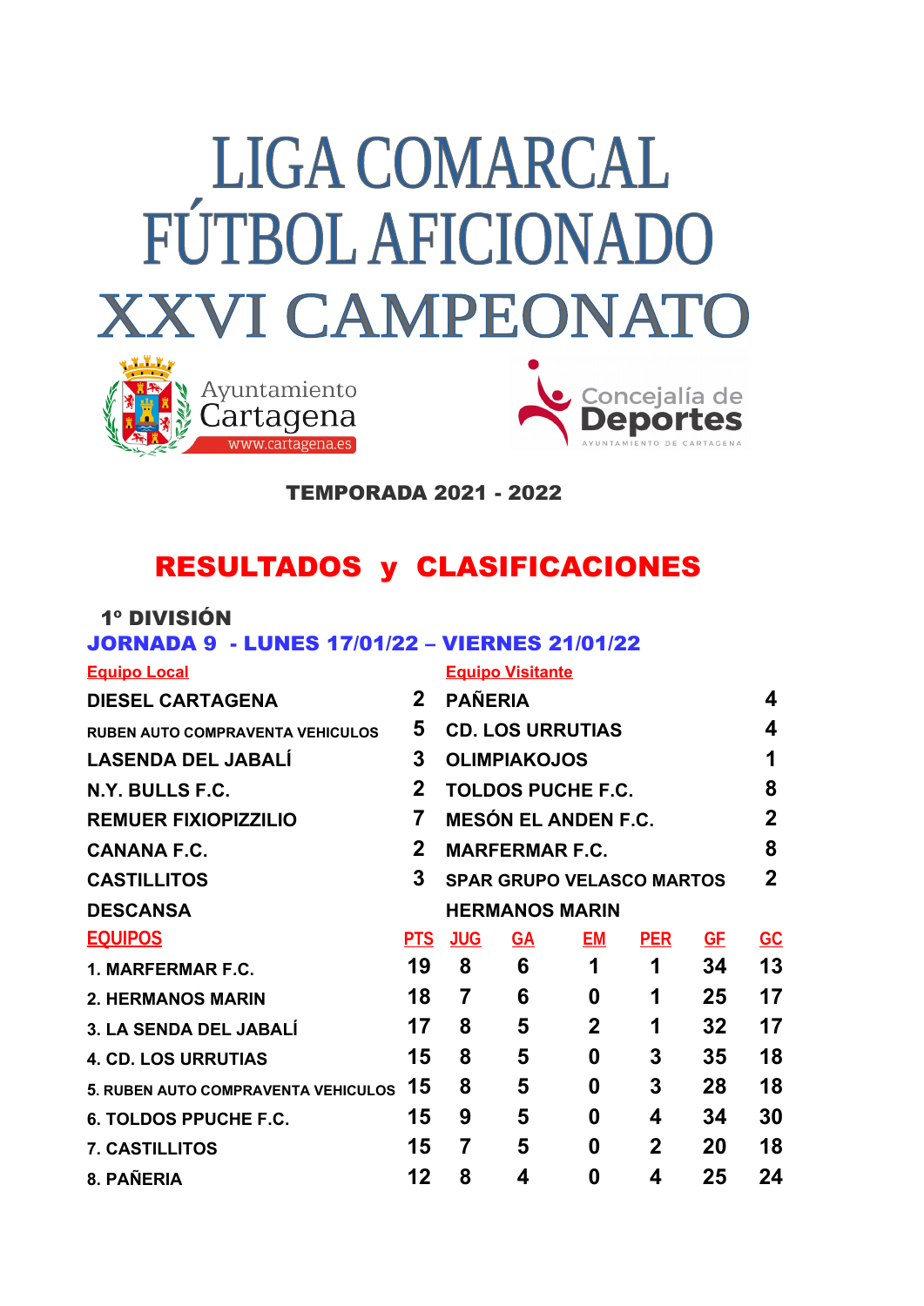# LIGA COMARCAL FÚTBOL AFICIONADO XXVI CAMPEONATO

Ayuntamiento Cartagena www.cartagena.es

Concejalía de Deportes AYUNTAMIENTO DE CARTAGENA

**TEMPORADA 2021 - 2022**

## RESULTADOS y CLASIFICACIONES

### 1º DIVISIÓN

### JORNADA 9 - LUNES 17/01/22 – VIERNES 21/01/22

| Equipo Local | | Equipo Visitante | |
|---|---|---|---|
| DIESEL CARTAGENA | 2 | PAÑERIA | 4 |
| RUBEN AUTO COMPRAVENTA VEHICULOS | 5 | CD. LOS URRUTIAS | 4 |
| LASENDA DEL JABALÍ | 3 | OLIMPIAKOJOS | 1 |
| N.Y. BULLS F.C. | 2 | TOLDOS PUCHE F.C. | 8 |
| REMUER FIXIOPIZZILIO | 7 | MESÓN EL ANDEN F.C. | 2 |
| CANANA F.C. | 2 | MARFERMAR F.C. | 8 |
| CASTILLITOS | 3 | SPAR GRUPO VELASCO MARTOS | 2 |
| DESCANSA | | HERMANOS MARIN | |

| EQUIPOS | PTS | JUG | GA | EM | PER | GF | GC |
|---|---|---|---|---|---|---|---|
| 1. MARFERMAR F.C. | 19 | 8 | 6 | 1 | 1 | 34 | 13 |
| 2. HERMANOS MARIN | 18 | 7 | 6 | 0 | 1 | 25 | 17 |
| 3. LA SENDA DEL JABALÍ | 17 | 8 | 5 | 2 | 1 | 32 | 17 |
| 4. CD. LOS URRUTIAS | 15 | 8 | 5 | 0 | 3 | 35 | 18 |
| 5. RUBEN AUTO COMPRAVENTA VEHICULOS | 15 | 8 | 5 | 0 | 3 | 28 | 18 |
| 6. TOLDOS PPUCHE F.C. | 15 | 9 | 5 | 0 | 4 | 34 | 30 |
| 7. CASTILLITOS | 15 | 7 | 5 | 0 | 2 | 20 | 18 |
| 8. PAÑERIA | 12 | 8 | 4 | 0 | 4 | 25 | 24 |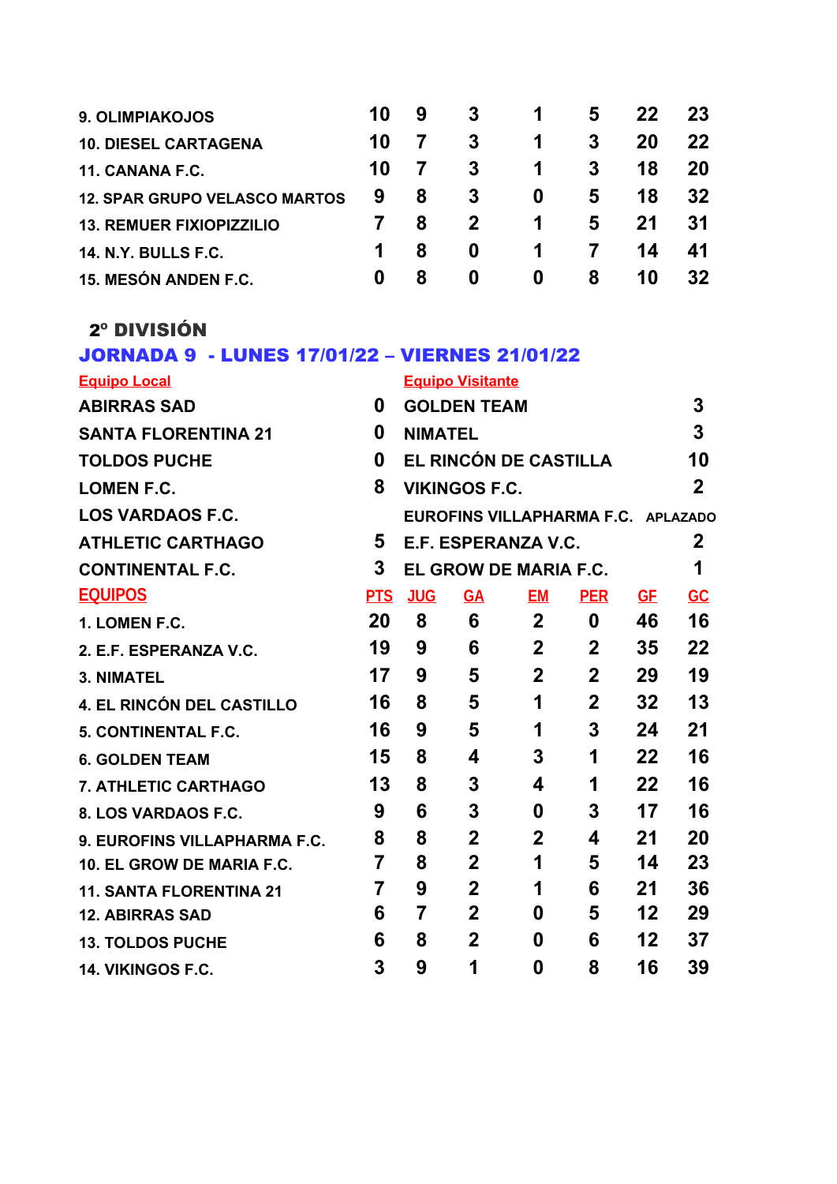| | | | | | | | |
|---|---|---|---|---|---|---|---|
| 9. OLIMPIAKOJOS | 10 | 9 | 3 | 1 | 5 | 22 | 23 |
| 10. DIESEL CARTAGENA | 10 | 7 | 3 | 1 | 3 | 20 | 22 |
| 11. CANANA F.C. | 10 | 7 | 3 | 1 | 3 | 18 | 20 |
| 12. SPAR GRUPO VELASCO MARTOS | 9 | 8 | 3 | 0 | 5 | 18 | 32 |
| 13. REMUER FIXIOPIZZILIO | 7 | 8 | 2 | 1 | 5 | 21 | 31 |
| 14. N.Y. BULLS F.C. | 1 | 8 | 0 | 1 | 7 | 14 | 41 |
| 15. MESÓN ANDEN F.C. | 0 | 8 | 0 | 0 | 8 | 10 | 32 |

## 2º DIVISIÓN

### JORNADA 9 - LUNES 17/01/22 – VIERNES 21/01/22

| Equipo Local | | Equipo Visitante | |
|---|---|---|---|
| ABIRRAS SAD | 0 | GOLDEN TEAM | 3 |
| SANTA FLORENTINA 21 | 0 | NIMATEL | 3 |
| TOLDOS PUCHE | 0 | EL RINCÓN DE CASTILLA | 10 |
| LOMEN F.C. | 8 | VIKINGOS F.C. | 2 |
| LOS VARDAOS F.C. | | EUROFINS VILLAPHARMA F.C. | APLAZADO |
| ATHLETIC CARTHAGO | 5 | E.F. ESPERANZA V.C. | 2 |
| CONTINENTAL F.C. | 3 | EL GROW DE MARIA F.C. | 1 |

| EQUIPOS | PTS | JUG | GA | EM | PER | GF | GC |
|---|---|---|---|---|---|---|---|
| 1. LOMEN F.C. | 20 | 8 | 6 | 2 | 0 | 46 | 16 |
| 2. E.F. ESPERANZA V.C. | 19 | 9 | 6 | 2 | 2 | 35 | 22 |
| 3. NIMATEL | 17 | 9 | 5 | 2 | 2 | 29 | 19 |
| 4. EL RINCÓN DEL CASTILLO | 16 | 8 | 5 | 1 | 2 | 32 | 13 |
| 5. CONTINENTAL F.C. | 16 | 9 | 5 | 1 | 3 | 24 | 21 |
| 6. GOLDEN TEAM | 15 | 8 | 4 | 3 | 1 | 22 | 16 |
| 7. ATHLETIC CARTHAGO | 13 | 8 | 3 | 4 | 1 | 22 | 16 |
| 8. LOS VARDAOS F.C. | 9 | 6 | 3 | 0 | 3 | 17 | 16 |
| 9. EUROFINS VILLAPHARMA F.C. | 8 | 8 | 2 | 2 | 4 | 21 | 20 |
| 10. EL GROW DE MARIA F.C. | 7 | 8 | 2 | 1 | 5 | 14 | 23 |
| 11. SANTA FLORENTINA 21 | 7 | 9 | 2 | 1 | 6 | 21 | 36 |
| 12. ABIRRAS SAD | 6 | 7 | 2 | 0 | 5 | 12 | 29 |
| 13. TOLDOS PUCHE | 6 | 8 | 2 | 0 | 6 | 12 | 37 |
| 14. VIKINGOS F.C. | 3 | 9 | 1 | 0 | 8 | 16 | 39 |